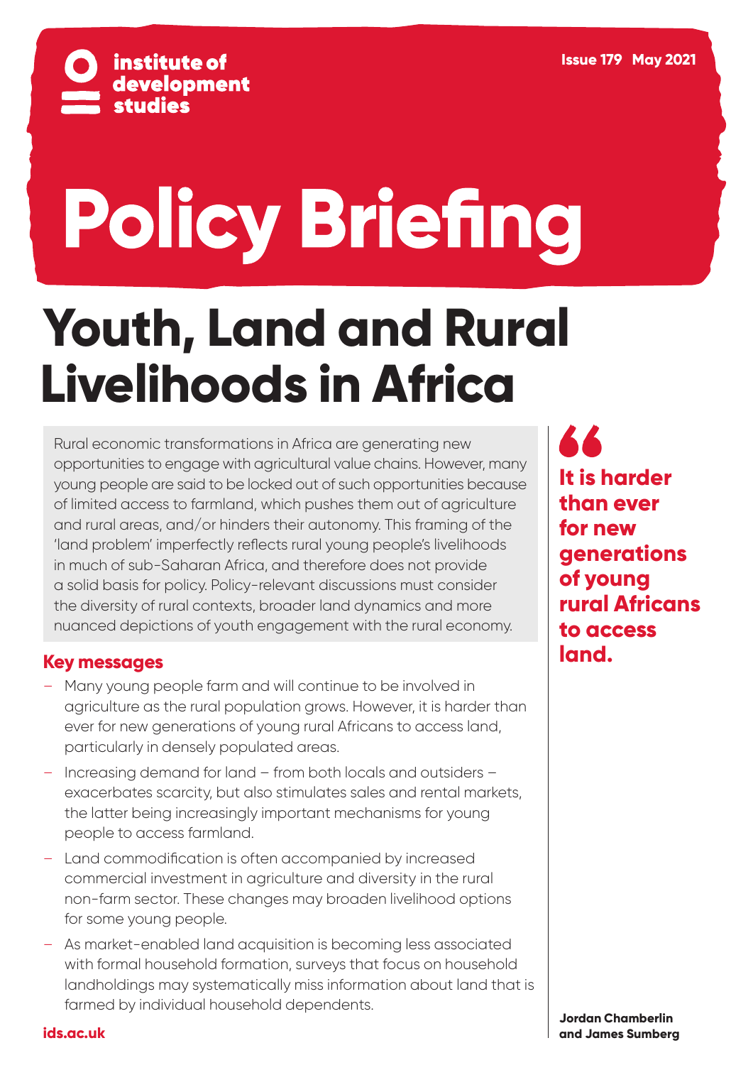institute of development studies

Issue 179 May 2021

# Policy Briefing

# Youth, Land and Rural Livelihoods in Africa

Rural economic transformations in Africa are generating new opportunities to engage with agricultural value chains. However, many young people are said to be locked out of such opportunities because of limited access to farmland, which pushes them out of agriculture and rural areas, and/or hinders their autonomy. This framing of the 'land problem' imperfectly reflects rural young people's livelihoods in much of sub-Saharan Africa, and therefore does not provide a solid basis for policy. Policy-relevant discussions must consider the diversity of rural contexts, broader land dynamics and more nuanced depictions of youth engagement with the rural economy.

> **It is harder than ever for new generations of young rural Africans to access land.**

## Key messages

- Many young people farm and will continue to be involved in agriculture as the rural population grows. However, it is harder than ever for new generations of young rural Africans to access land, particularly in densely populated areas.
- Increasing demand for land – from both locals and outsiders – exacerbates scarcity, but also stimulates sales and rental markets, the latter being increasingly important mechanisms for young people to access farmland.
- Land commodification is often accompanied by increased commercial investment in agriculture and diversity in the rural non-farm sector. These changes may broaden livelihood options for some young people.
- As market-enabled land acquisition is becoming less associated with formal household formation, surveys that focus on household landholdings may systematically miss information about land that is farmed by individual household dependents.

**Jordan Chamberlin and James Sumberg**

ids.ac.uk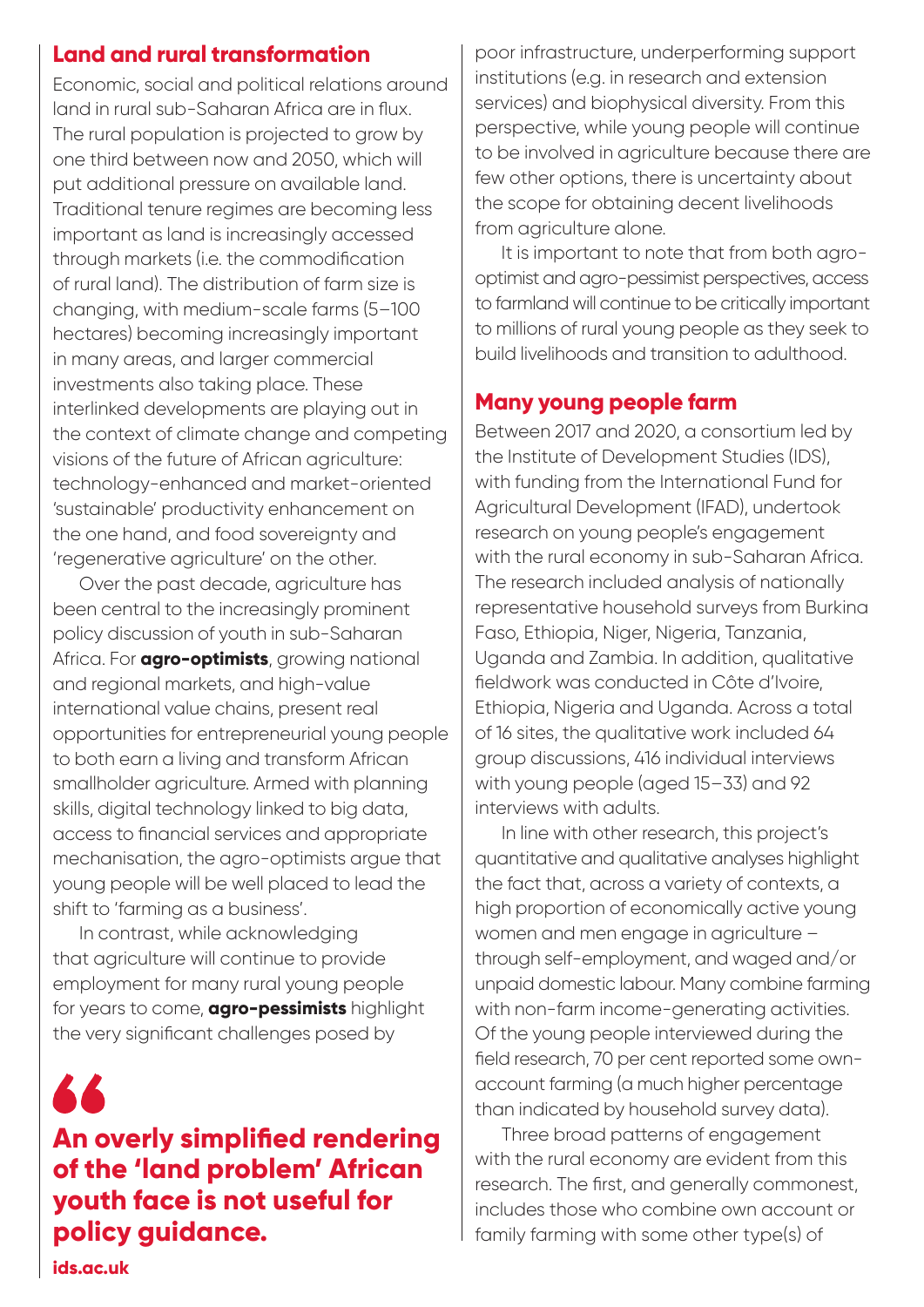## Land and rural transformation

Economic, social and political relations around land in rural sub-Saharan Africa are in flux. The rural population is projected to grow by one third between now and 2050, which will put additional pressure on available land. Traditional tenure regimes are becoming less important as land is increasingly accessed through markets (i.e. the commodification of rural land). The distribution of farm size is changing, with medium-scale farms (5–100 hectares) becoming increasingly important in many areas, and larger commercial investments also taking place. These interlinked developments are playing out in the context of climate change and competing visions of the future of African agriculture: technology-enhanced and market-oriented 'sustainable' productivity enhancement on the one hand, and food sovereignty and 'regenerative agriculture' on the other.

Over the past decade, agriculture has been central to the increasingly prominent policy discussion of youth in sub-Saharan Africa. For **agro-optimists**, growing national and regional markets, and high-value international value chains, present real opportunities for entrepreneurial young people to both earn a living and transform African smallholder agriculture. Armed with planning skills, digital technology linked to big data, access to financial services and appropriate mechanisation, the agro-optimists argue that young people will be well placed to lead the shift to 'farming as a business'.

In contrast, while acknowledging that agriculture will continue to provide employment for many rural young people for years to come, **agro-pessimists** highlight the very significant challenges posed by poor infrastructure, underperforming support institutions (e.g. in research and extension services) and biophysical diversity. From this perspective, while young people will continue to be involved in agriculture because there are few other options, there is uncertainty about the scope for obtaining decent livelihoods from agriculture alone.

It is important to note that from both agro-optimist and agro-pessimist perspectives, access to farmland will continue to be critically important to millions of rural young people as they seek to build livelihoods and transition to adulthood.

> **An overly simplified rendering of the 'land problem' African youth face is not useful for policy guidance.**

## Many young people farm

Between 2017 and 2020, a consortium led by the Institute of Development Studies (IDS), with funding from the International Fund for Agricultural Development (IFAD), undertook research on young people's engagement with the rural economy in sub-Saharan Africa. The research included analysis of nationally representative household surveys from Burkina Faso, Ethiopia, Niger, Nigeria, Tanzania, Uganda and Zambia. In addition, qualitative fieldwork was conducted in Côte d'Ivoire, Ethiopia, Nigeria and Uganda. Across a total of 16 sites, the qualitative work included 64 group discussions, 416 individual interviews with young people (aged 15–33) and 92 interviews with adults.

In line with other research, this project's quantitative and qualitative analyses highlight the fact that, across a variety of contexts, a high proportion of economically active young women and men engage in agriculture – through self-employment, and waged and/or unpaid domestic labour. Many combine farming with non-farm income-generating activities. Of the young people interviewed during the field research, 70 per cent reported some own-account farming (a much higher percentage than indicated by household survey data).

Three broad patterns of engagement with the rural economy are evident from this research. The first, and generally commonest, includes those who combine own account or family farming with some other type(s) of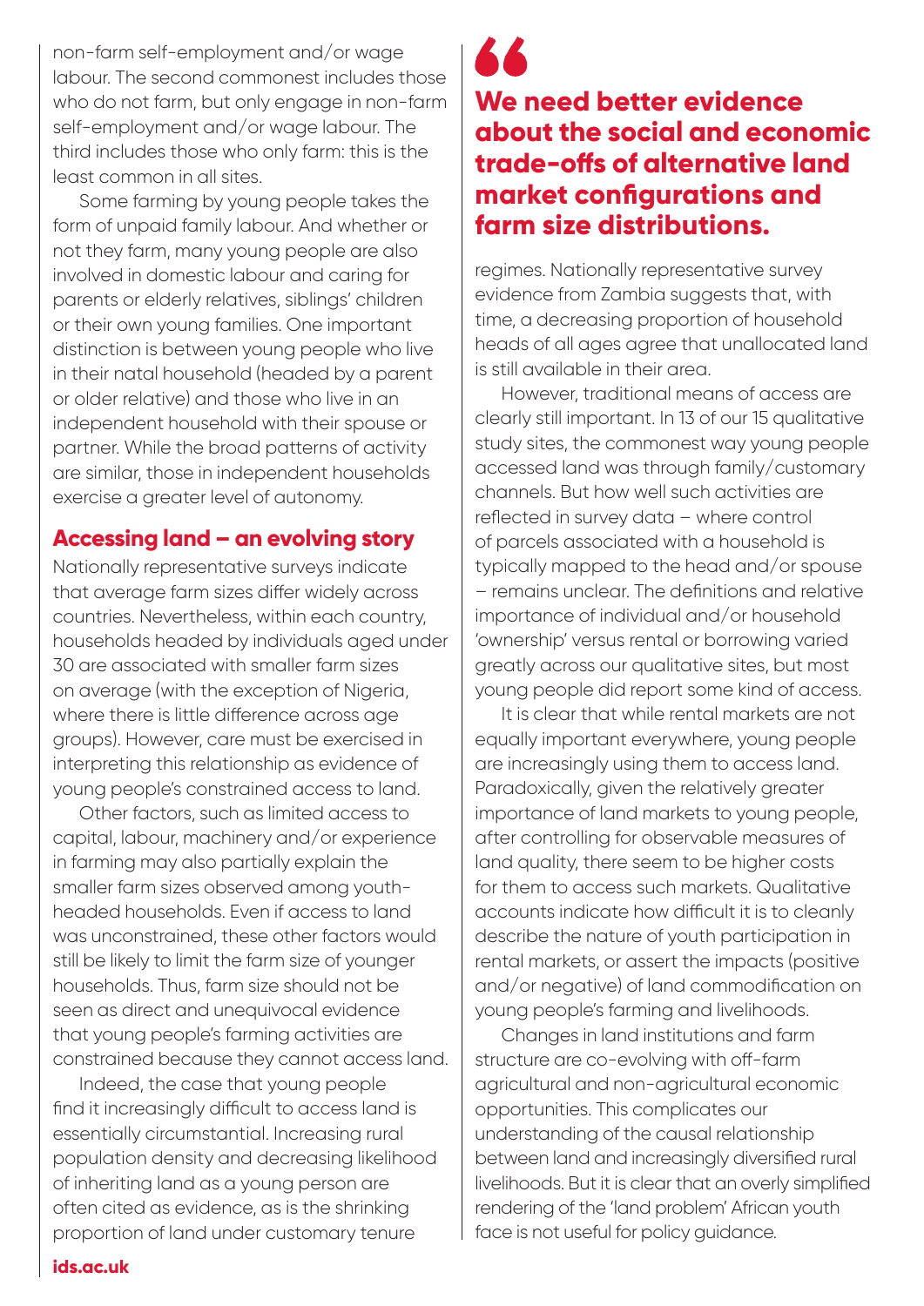non-farm self-employment and/or wage labour. The second commonest includes those who do not farm, but only engage in non-farm self-employment and/or wage labour. The third includes those who only farm: this is the least common in all sites.

Some farming by young people takes the form of unpaid family labour. And whether or not they farm, many young people are also involved in domestic labour and caring for parents or elderly relatives, siblings' children or their own young families. One important distinction is between young people who live in their natal household (headed by a parent or older relative) and those who live in an independent household with their spouse or partner. While the broad patterns of activity are similar, those in independent households exercise a greater level of autonomy.

## Accessing land – an evolving story

Nationally representative surveys indicate that average farm sizes differ widely across countries. Nevertheless, within each country, households headed by individuals aged under 30 are associated with smaller farm sizes on average (with the exception of Nigeria, where there is little difference across age groups). However, care must be exercised in interpreting this relationship as evidence of young people's constrained access to land.

Other factors, such as limited access to capital, labour, machinery and/or experience in farming may also partially explain the smaller farm sizes observed among youth-headed households. Even if access to land was unconstrained, these other factors would still be likely to limit the farm size of younger households. Thus, farm size should not be seen as direct and unequivocal evidence that young people's farming activities are constrained because they cannot access land.

Indeed, the case that young people find it increasingly difficult to access land is essentially circumstantial. Increasing rural population density and decreasing likelihood of inheriting land as a young person are often cited as evidence, as is the shrinking proportion of land under customary tenure regimes. Nationally representative survey evidence from Zambia suggests that, with time, a decreasing proportion of household heads of all ages agree that unallocated land is still available in their area.

> **We need better evidence about the social and economic trade-offs of alternative land market configurations and farm size distributions.**

However, traditional means of access are clearly still important. In 13 of our 15 qualitative study sites, the commonest way young people accessed land was through family/customary channels. But how well such activities are reflected in survey data – where control of parcels associated with a household is typically mapped to the head and/or spouse – remains unclear. The definitions and relative importance of individual and/or household 'ownership' versus rental or borrowing varied greatly across our qualitative sites, but most young people did report some kind of access.

It is clear that while rental markets are not equally important everywhere, young people are increasingly using them to access land. Paradoxically, given the relatively greater importance of land markets to young people, after controlling for observable measures of land quality, there seem to be higher costs for them to access such markets. Qualitative accounts indicate how difficult it is to cleanly describe the nature of youth participation in rental markets, or assert the impacts (positive and/or negative) of land commodification on young people's farming and livelihoods.

Changes in land institutions and farm structure are co-evolving with off-farm agricultural and non-agricultural economic opportunities. This complicates our understanding of the causal relationship between land and increasingly diversified rural livelihoods. But it is clear that an overly simplified rendering of the 'land problem' African youth face is not useful for policy guidance.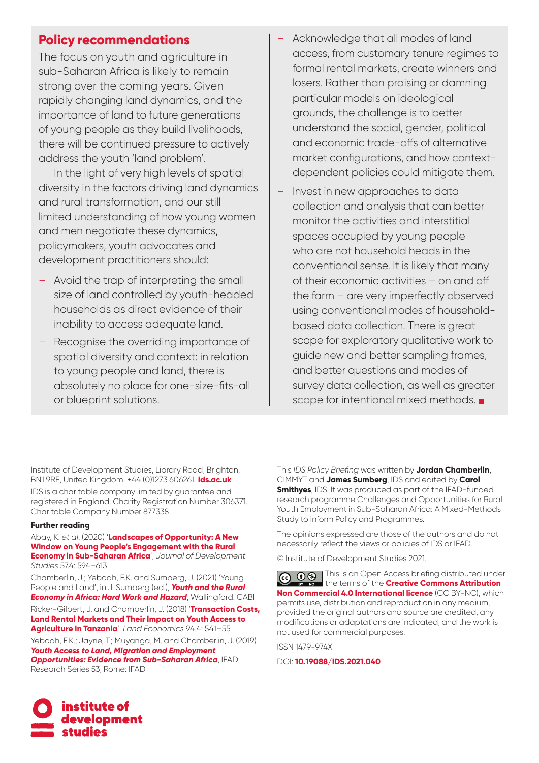## Policy recommendations

The focus on youth and agriculture in sub-Saharan Africa is likely to remain strong over the coming years. Given rapidly changing land dynamics, and the importance of land to future generations of young people as they build livelihoods, there will be continued pressure to actively address the youth 'land problem'.

In the light of very high levels of spatial diversity in the factors driving land dynamics and rural transformation, and our still limited understanding of how young women and men negotiate these dynamics, policymakers, youth advocates and development practitioners should:

- Avoid the trap of interpreting the small size of land controlled by youth-headed households as direct evidence of their inability to access adequate land.
- Recognise the overriding importance of spatial diversity and context: in relation to young people and land, there is absolutely no place for one-size-fits-all or blueprint solutions.
- Acknowledge that all modes of land access, from customary tenure regimes to formal rental markets, create winners and losers. Rather than praising or damning particular models on ideological grounds, the challenge is to better understand the social, gender, political and economic trade-offs of alternative market configurations, and how context-dependent policies could mitigate them.
- Invest in new approaches to data collection and analysis that can better monitor the activities and interstitial spaces occupied by young people who are not household heads in the conventional sense. It is likely that many of their economic activities – on and off the farm – are very imperfectly observed using conventional modes of household-based data collection. There is great scope for exploratory qualitative work to guide new and better sampling frames, and better questions and modes of survey data collection, as well as greater scope for intentional mixed methods. ■

Institute of Development Studies, Library Road, Brighton, BN1 9RE, United Kingdom +44 (0)1273 606261 **ids.ac.uk**

IDS is a charitable company limited by guarantee and registered in England. Charity Registration Number 306371. Charitable Company Number 877338.

**Further reading**

Abay, K. *et al.* (2020) '**Landscapes of Opportunity: A New Window on Young People's Engagement with the Rural Economy in Sub-Saharan Africa**', *Journal of Development Studies* 57.4: 594–613

Chamberlin, J.; Yeboah, F.K. and Sumberg, J. (2021) 'Young People and Land', in J. Sumberg (ed.), ***Youth and the Rural Economy in Africa: Hard Work and Hazard***, Wallingford: CABI

Ricker-Gilbert, J. and Chamberlin, J. (2018) '**Transaction Costs, Land Rental Markets and Their Impact on Youth Access to Agriculture in Tanzania**', *Land Economics* 94.4: 541–55

Yeboah, F.K.; Jayne, T.; Muyanga, M. and Chamberlin, J. (2019) ***Youth Access to Land, Migration and Employment Opportunities: Evidence from Sub-Saharan Africa***, IFAD Research Series 53, Rome: IFAD

This *IDS Policy Briefing* was written by **Jordan Chamberlin**, CIMMYT and **James Sumberg**, IDS and edited by **Carol Smithyes**, IDS. It was produced as part of the IFAD-funded research programme Challenges and Opportunities for Rural Youth Employment in Sub-Saharan Africa: A Mixed-Methods Study to Inform Policy and Programmes.

The opinions expressed are those of the authors and do not necessarily reflect the views or policies of IDS or IFAD.

© Institute of Development Studies 2021.

This is an Open Access briefing distributed under the terms of the **Creative Commons Attribution Non Commercial 4.0 International licence** (CC BY-NC), which permits use, distribution and reproduction in any medium, provided the original authors and source are credited, any modifications or adaptations are indicated, and the work is not used for commercial purposes.

ISSN 1479-974X

DOI: **10.19088/IDS.2021.040**

institute of development studies